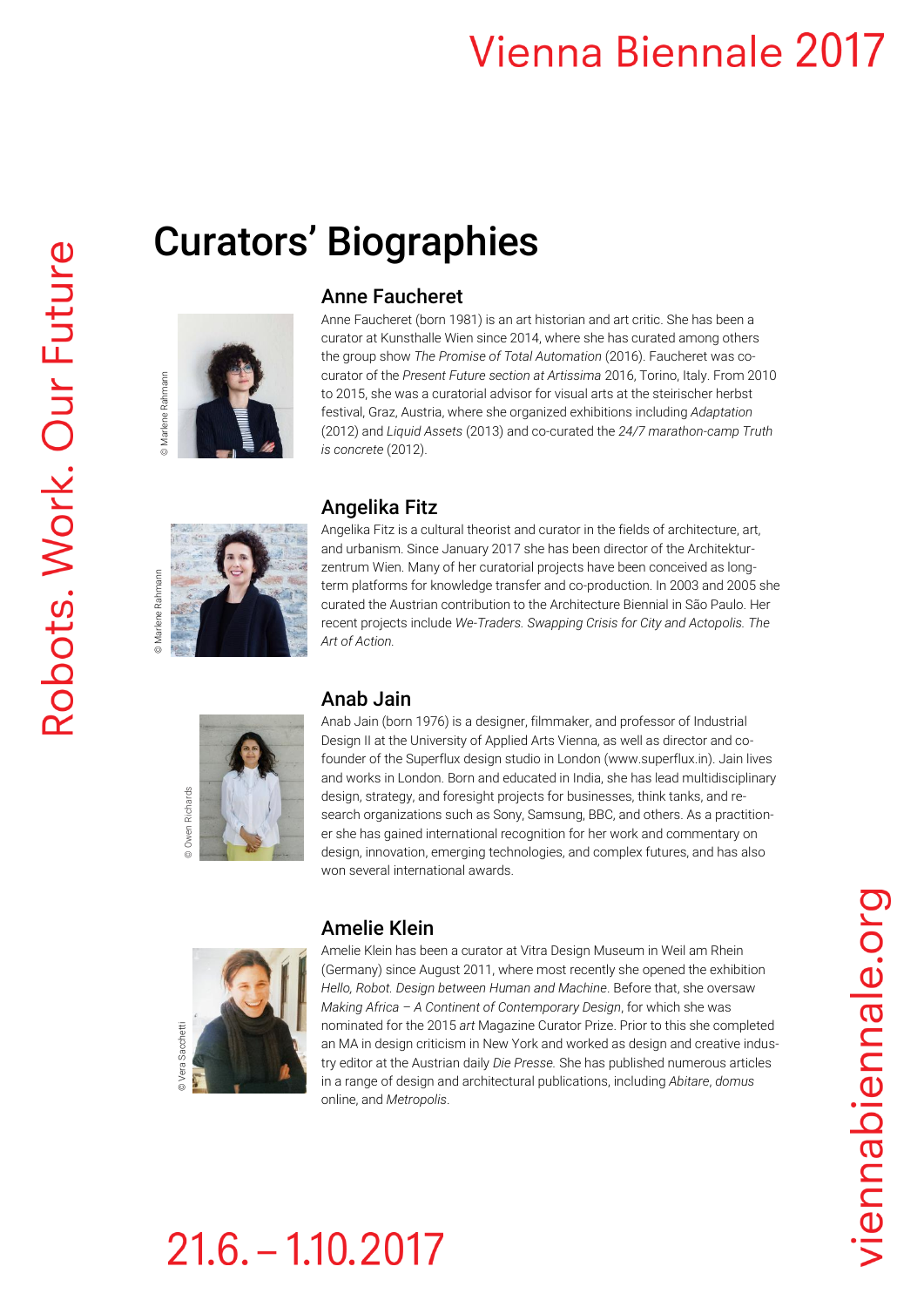# Curators' Biographies

## Anne Faucheret

© Marlene Rahmann

Anne Faucheret (born 1981) is an art historian and art critic. She has been a curator at Kunsthalle Wien since 2014, where she has curated among others the group show *The Promise of Total Automation* (2016). Faucheret was co-curator of the *Present Future section at Artissima* 2016, Torino, Italy. From 2010 to 2015, she was a curatorial advisor for visual arts at the steirischer herbst festival, Graz, Austria, where she organized exhibitions including *Adaptation* (2012) and *Liquid Assets* (2013) and co-curated the *24/7 marathon-camp Truth is concrete* (2012).

## Angelika Fitz

© Marlene Rahmann

Angelika Fitz is a cultural theorist and curator in the fields of architecture, art, and urbanism. Since January 2017 she has been director of the Architekturzentrum Wien. Many of her curatorial projects have been conceived as long-term platforms for knowledge transfer and co-production. In 2003 and 2005 she curated the Austrian contribution to the Architecture Biennial in São Paulo. Her recent projects include *We-Traders. Swapping Crisis for City and Actopolis. The Art of Action.*

## Anab Jain

© Owen Richards

Anab Jain (born 1976) is a designer, filmmaker, and professor of Industrial Design II at the University of Applied Arts Vienna, as well as director and co-founder of the Superflux design studio in London (www.superflux.in). Jain lives and works in London. Born and educated in India, she has lead multidisciplinary design, strategy, and foresight projects for businesses, think tanks, and research organizations such as Sony, Samsung, BBC, and others. As a practitioner she has gained international recognition for her work and commentary on design, innovation, emerging technologies, and complex futures, and has also won several international awards.

## Amelie Klein

© Vera Sacchetti

Amelie Klein has been a curator at Vitra Design Museum in Weil am Rhein (Germany) since August 2011, where most recently she opened the exhibition *Hello, Robot. Design between Human and Machine*. Before that, she oversaw *Making Africa – A Continent of Contemporary Design*, for which she was nominated for the 2015 *art* Magazine Curator Prize. Prior to this she completed an MA in design criticism in New York and worked as design and creative industry editor at the Austrian daily *Die Presse*. She has published numerous articles in a range of design and architectural publications, including *Abitare*, *domus* online, and *Metropolis*.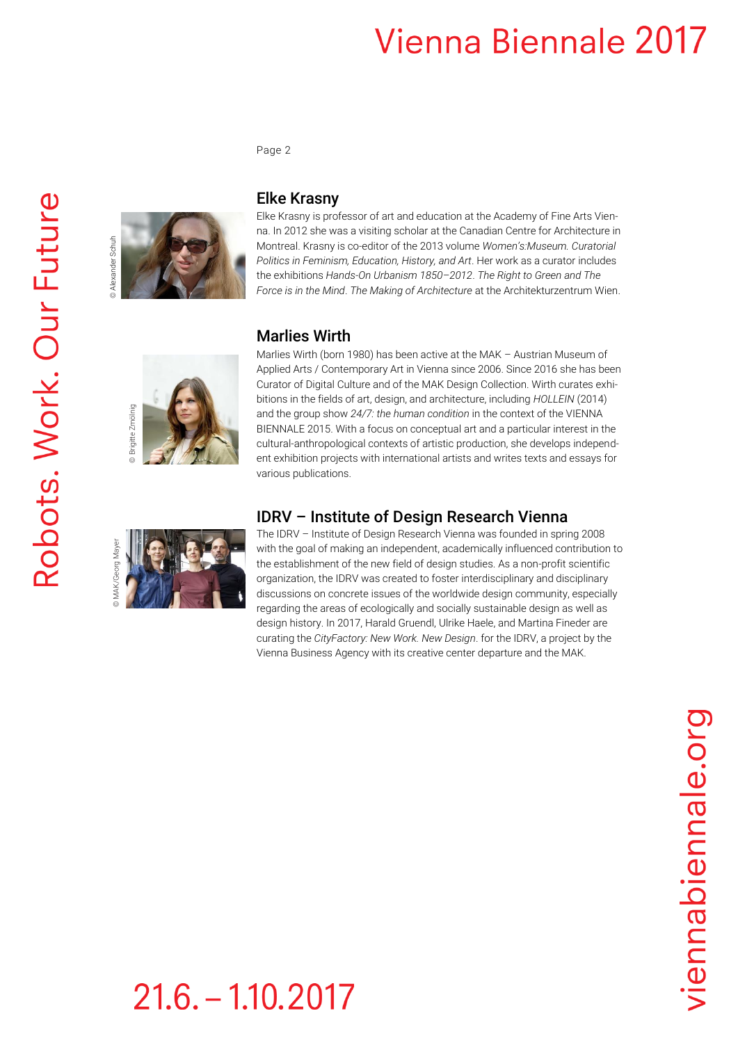## Elke Krasny

Elke Krasny is professor of art and education at the Academy of Fine Arts Vienna. In 2012 she was a visiting scholar at the Canadian Centre for Architecture in Montreal. Krasny is co-editor of the 2013 volume *Women's:Museum. Curatorial Politics in Feminism, Education, History, and Art*. Her work as a curator includes the exhibitions *Hands-On Urbanism 1850–2012. The Right to Green* and *The Force is in the Mind. The Making of Architecture* at the Architekturzentrum Wien.

© Alexander Schuh

## Marlies Wirth

Marlies Wirth (born 1980) has been active at the MAK – Austrian Museum of Applied Arts / Contemporary Art in Vienna since 2006. Since 2016 she has been Curator of Digital Culture and of the MAK Design Collection. Wirth curates exhibitions in the fields of art, design, and architecture, including *HOLLEIN* (2014) and the group show *24/7: the human condition* in the context of the VIENNA BIENNALE 2015. With a focus on conceptual art and a particular interest in the cultural-anthropological contexts of artistic production, she develops independent exhibition projects with international artists and writes texts and essays for various publications.

© Brigitte Zmölnig

## IDRV – Institute of Design Research Vienna

The IDRV – Institute of Design Research Vienna was founded in spring 2008 with the goal of making an independent, academically influenced contribution to the establishment of the new field of design studies. As a non-profit scientific organization, the IDRV was created to foster interdisciplinary and disciplinary discussions on concrete issues of the worldwide design community, especially regarding the areas of ecologically and socially sustainable design as well as design history. In 2017, Harald Gruendl, Ulrike Haele, and Martina Fineder are curating the *CityFactory: New Work. New Design*. for the IDRV, a project by the Vienna Business Agency with its creative center departure and the MAK.

© MAK/Georg Mayer